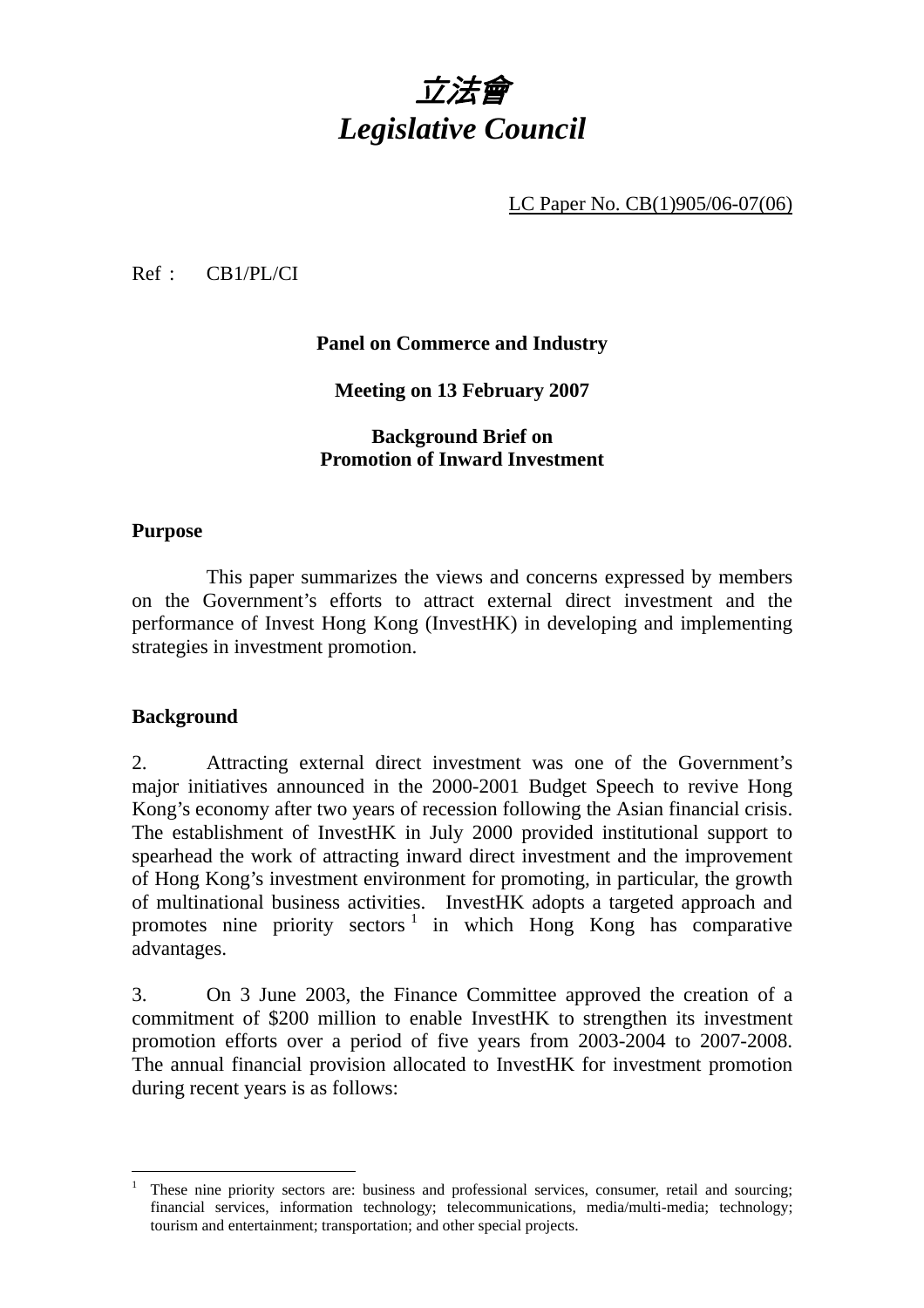# *立法會*
# *Legislative Council*

LC Paper No. CB(1)905/06-07(06)

Ref : CB1/PL/CI

**Panel on Commerce and Industry**

**Meeting on 13 February 2007**

**Background Brief on**
**Promotion of Inward Investment**

## Purpose

This paper summarizes the views and concerns expressed by members on the Government's efforts to attract external direct investment and the performance of Invest Hong Kong (InvestHK) in developing and implementing strategies in investment promotion.

## Background

2. Attracting external direct investment was one of the Government's major initiatives announced in the 2000-2001 Budget Speech to revive Hong Kong's economy after two years of recession following the Asian financial crisis. The establishment of InvestHK in July 2000 provided institutional support to spearhead the work of attracting inward direct investment and the improvement of Hong Kong's investment environment for promoting, in particular, the growth of multinational business activities. InvestHK adopts a targeted approach and promotes nine priority sectors [1] in which Hong Kong has comparative advantages.

3. On 3 June 2003, the Finance Committee approved the creation of a commitment of $200 million to enable InvestHK to strengthen its investment promotion efforts over a period of five years from 2003-2004 to 2007-2008. The annual financial provision allocated to InvestHK for investment promotion during recent years is as follows:

---

[1] These nine priority sectors are: business and professional services, consumer, retail and sourcing; financial services, information technology; telecommunications, media/multi-media; technology; tourism and entertainment; transportation; and other special projects.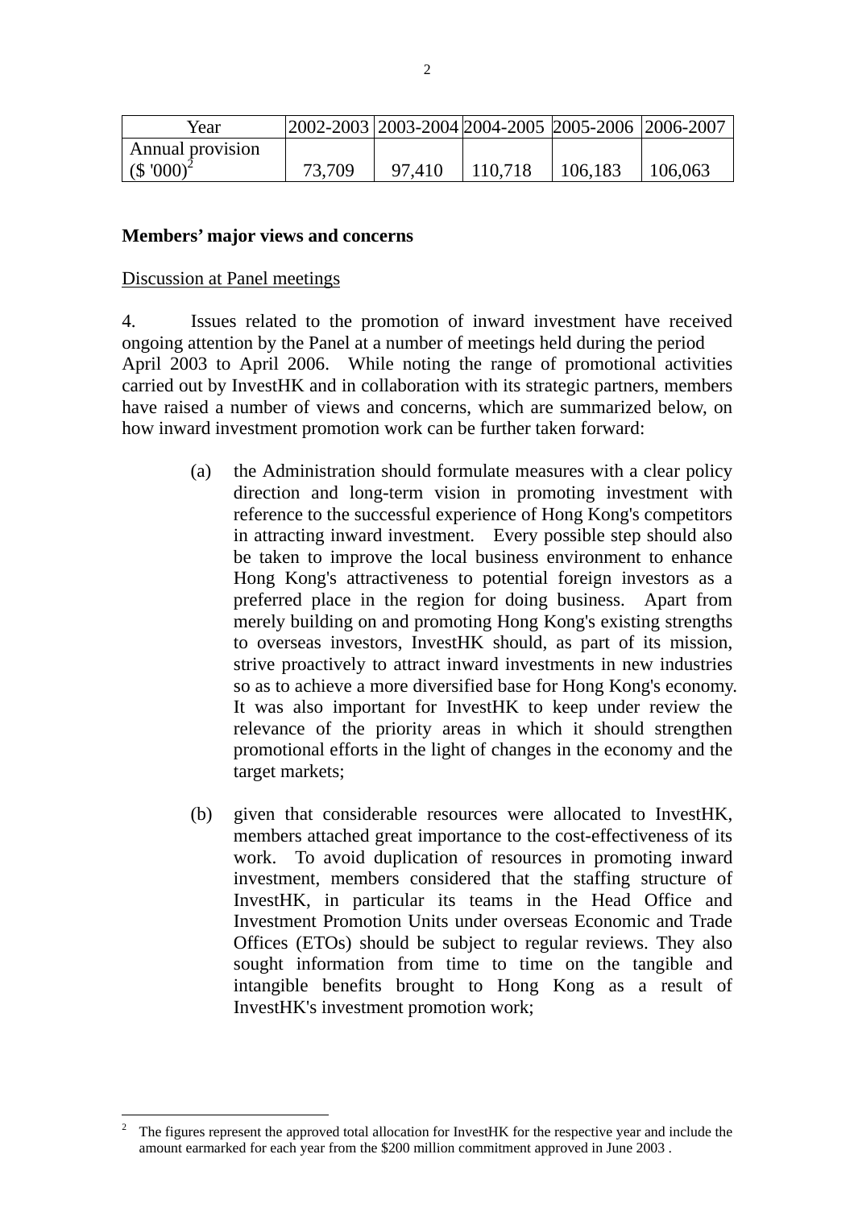| Year | 2002-2003 | 2003-2004 | 2004-2005 | 2005-2006 | 2006-2007 |
|---|---|---|---|---|---|
| Annual provision ($ '000)[2] | 73,709 | 97,410 | 110,718 | 106,183 | 106,063 |

**Members' major views and concerns**

Discussion at Panel meetings

4. Issues related to the promotion of inward investment have received ongoing attention by the Panel at a number of meetings held during the period April 2003 to April 2006. While noting the range of promotional activities carried out by InvestHK and in collaboration with its strategic partners, members have raised a number of views and concerns, which are summarized below, on how inward investment promotion work can be further taken forward:

(a) the Administration should formulate measures with a clear policy direction and long-term vision in promoting investment with reference to the successful experience of Hong Kong's competitors in attracting inward investment. Every possible step should also be taken to improve the local business environment to enhance Hong Kong's attractiveness to potential foreign investors as a preferred place in the region for doing business. Apart from merely building on and promoting Hong Kong's existing strengths to overseas investors, InvestHK should, as part of its mission, strive proactively to attract inward investments in new industries so as to achieve a more diversified base for Hong Kong's economy. It was also important for InvestHK to keep under review the relevance of the priority areas in which it should strengthen promotional efforts in the light of changes in the economy and the target markets;

(b) given that considerable resources were allocated to InvestHK, members attached great importance to the cost-effectiveness of its work. To avoid duplication of resources in promoting inward investment, members considered that the staffing structure of InvestHK, in particular its teams in the Head Office and Investment Promotion Units under overseas Economic and Trade Offices (ETOs) should be subject to regular reviews. They also sought information from time to time on the tangible and intangible benefits brought to Hong Kong as a result of InvestHK's investment promotion work;

---

[2] The figures represent the approved total allocation for InvestHK for the respective year and include the amount earmarked for each year from the $200 million commitment approved in June 2003 .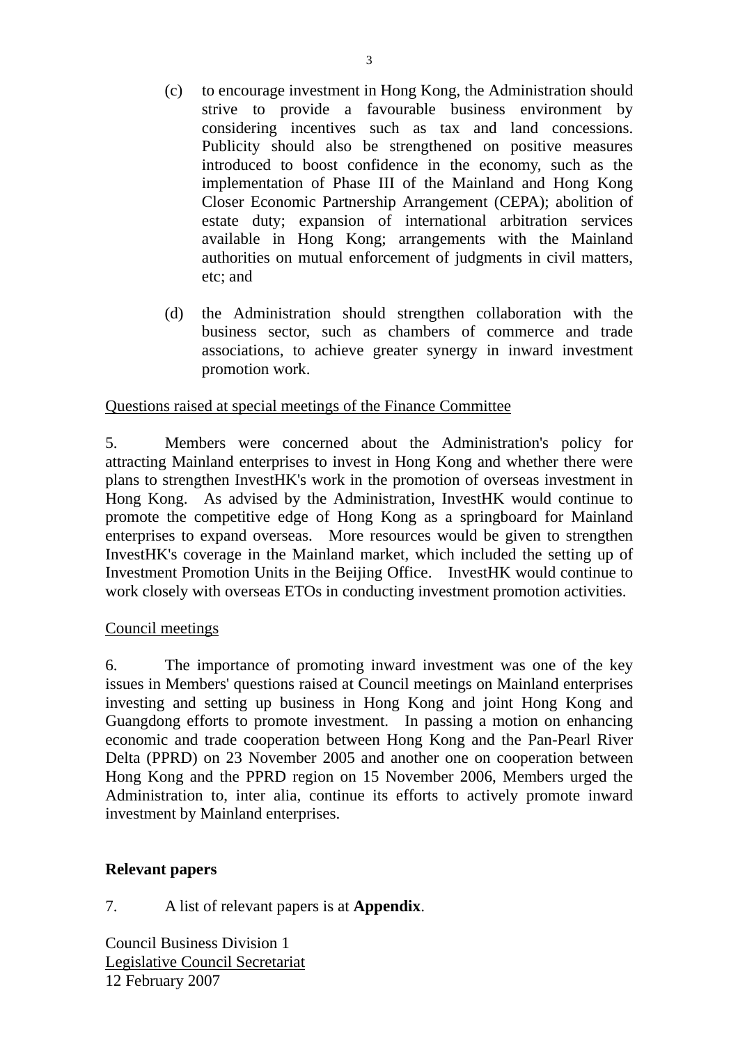(c) to encourage investment in Hong Kong, the Administration should strive to provide a favourable business environment by considering incentives such as tax and land concessions. Publicity should also be strengthened on positive measures introduced to boost confidence in the economy, such as the implementation of Phase III of the Mainland and Hong Kong Closer Economic Partnership Arrangement (CEPA); abolition of estate duty; expansion of international arbitration services available in Hong Kong; arrangements with the Mainland authorities on mutual enforcement of judgments in civil matters, etc; and

(d) the Administration should strengthen collaboration with the business sector, such as chambers of commerce and trade associations, to achieve greater synergy in inward investment promotion work.

<u>Questions raised at special meetings of the Finance Committee</u>

5. Members were concerned about the Administration's policy for attracting Mainland enterprises to invest in Hong Kong and whether there were plans to strengthen InvestHK's work in the promotion of overseas investment in Hong Kong. As advised by the Administration, InvestHK would continue to promote the competitive edge of Hong Kong as a springboard for Mainland enterprises to expand overseas. More resources would be given to strengthen InvestHK's coverage in the Mainland market, which included the setting up of Investment Promotion Units in the Beijing Office. InvestHK would continue to work closely with overseas ETOs in conducting investment promotion activities.

<u>Council meetings</u>

6. The importance of promoting inward investment was one of the key issues in Members' questions raised at Council meetings on Mainland enterprises investing and setting up business in Hong Kong and joint Hong Kong and Guangdong efforts to promote investment. In passing a motion on enhancing economic and trade cooperation between Hong Kong and the Pan-Pearl River Delta (PPRD) on 23 November 2005 and another one on cooperation between Hong Kong and the PPRD region on 15 November 2006, Members urged the Administration to, inter alia, continue its efforts to actively promote inward investment by Mainland enterprises.

**Relevant papers**

7. A list of relevant papers is at **Appendix**.

Council Business Division 1
<u>Legislative Council Secretariat</u>
12 February 2007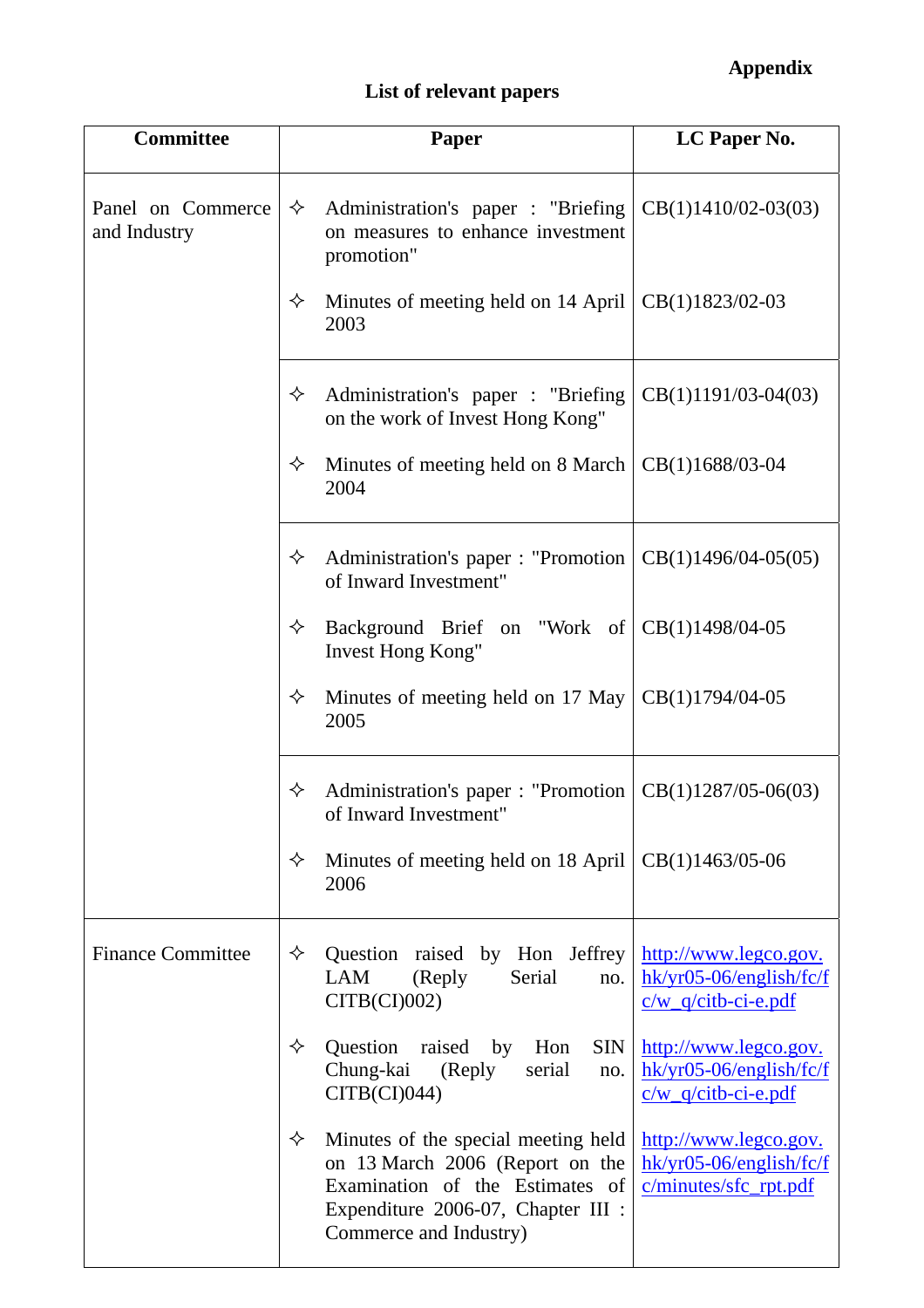**Appendix**

**List of relevant papers**

| Committee | Paper | LC Paper No. |
|---|---|---|
| Panel on Commerce and Industry | ✧ Administration's paper : "Briefing on measures to enhance investment promotion" | CB(1)1410/02-03(03) |
| | ✧ Minutes of meeting held on 14 April 2003 | CB(1)1823/02-03 |
| | ✧ Administration's paper : "Briefing on the work of Invest Hong Kong" | CB(1)1191/03-04(03) |
| | ✧ Minutes of meeting held on 8 March 2004 | CB(1)1688/03-04 |
| | ✧ Administration's paper : "Promotion of Inward Investment" | CB(1)1496/04-05(05) |
| | ✧ Background Brief on "Work of Invest Hong Kong" | CB(1)1498/04-05 |
| | ✧ Minutes of meeting held on 17 May 2005 | CB(1)1794/04-05 |
| | ✧ Administration's paper : "Promotion of Inward Investment" | CB(1)1287/05-06(03) |
| | ✧ Minutes of meeting held on 18 April 2006 | CB(1)1463/05-06 |
| Finance Committee | ✧ Question raised by Hon Jeffrey LAM (Reply Serial no. CITB(CI)002) | http://www.legco.gov.hk/yr05-06/english/fc/fc/w_q/citb-ci-e.pdf |
| | ✧ Question raised by Hon SIN Chung-kai (Reply serial no. CITB(CI)044) | http://www.legco.gov.hk/yr05-06/english/fc/fc/w_q/citb-ci-e.pdf |
| | ✧ Minutes of the special meeting held on 13 March 2006 (Report on the Examination of the Estimates of Expenditure 2006-07, Chapter III : Commerce and Industry) | http://www.legco.gov.hk/yr05-06/english/fc/fc/minutes/sfc_rpt.pdf |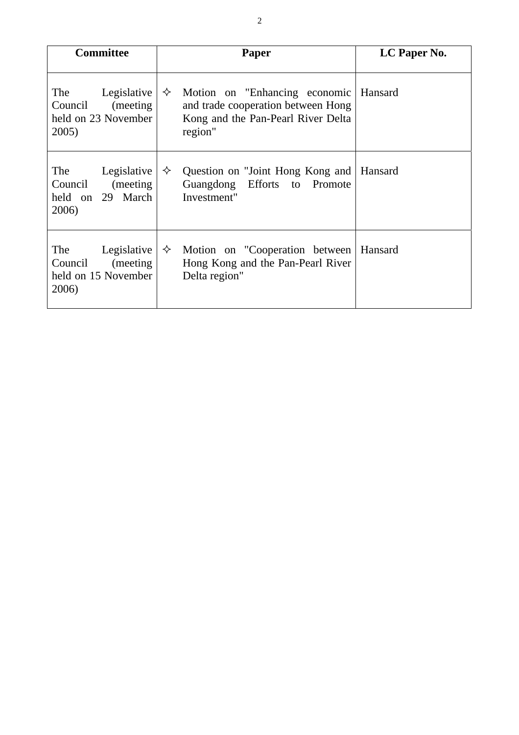| Committee | Paper | LC Paper No. |
|---|---|---|
| The Legislative Council (meeting held on 23 November 2005) | ✧ Motion on "Enhancing economic and trade cooperation between Hong Kong and the Pan-Pearl River Delta region" | Hansard |
| The Legislative Council (meeting held on 29 March 2006) | ✧ Question on "Joint Hong Kong and Guangdong Efforts to Promote Investment" | Hansard |
| The Legislative Council (meeting held on 15 November 2006) | ✧ Motion on "Cooperation between Hong Kong and the Pan-Pearl River Delta region" | Hansard |